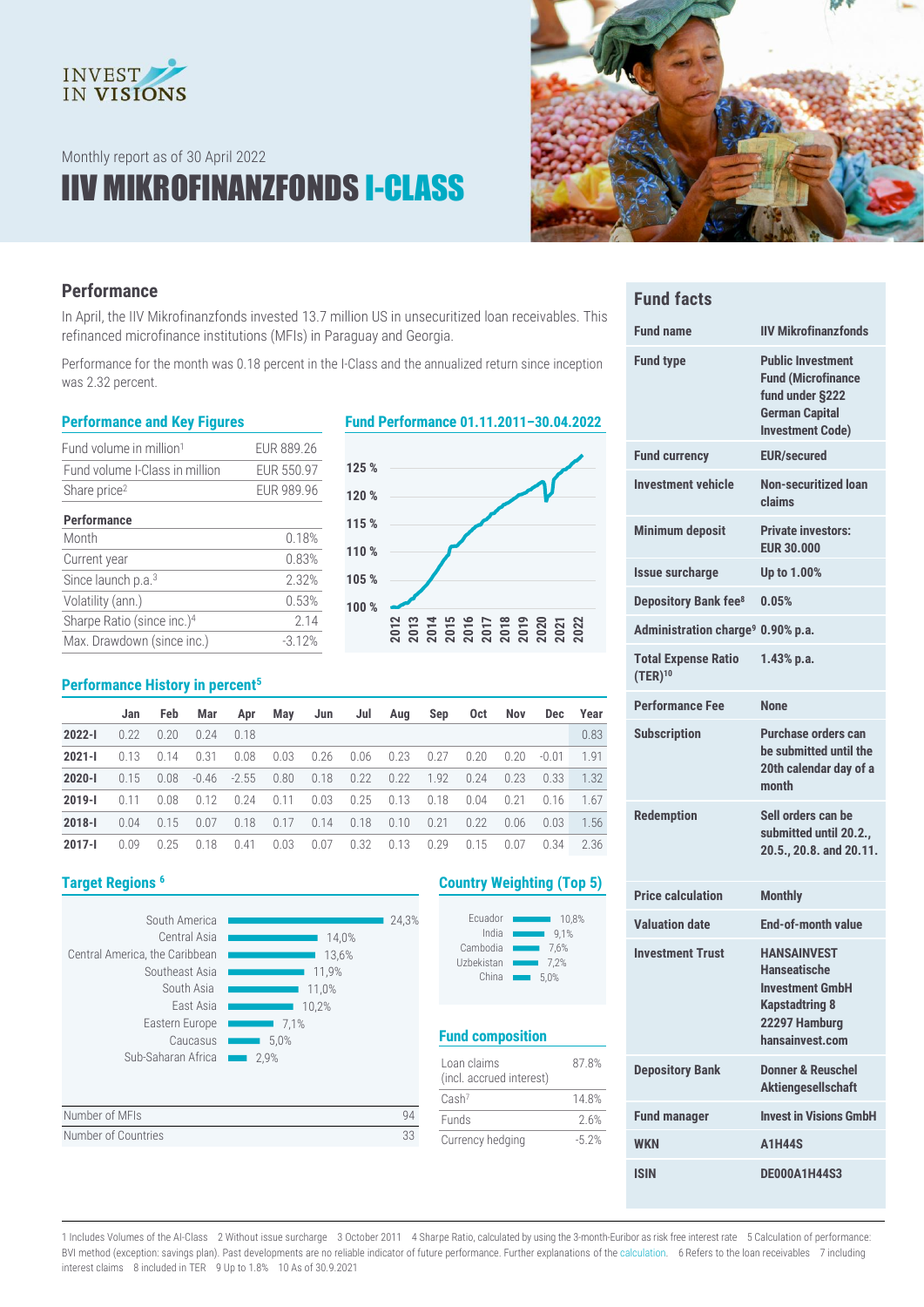Monthly report as of 30 April 2022

# IIV MIKROFINANZFONDS I-CLASS

## Performance

In April, the IIV Mikrofinanzfonds invested 13.7 million US in unsecuritized loan receivables. This refinanced microfinance institutions (MFIs) in Paraguay and Georgia.

Performance for the month was 0.18 percent in the I-Class and the annualized return since inception was 2.32 percent.

### Performance and Key Figures

| | |
|---|---|
| Fund volume in million[1] | EUR 889.26 |
| Fund volume I-Class in million | EUR 550.97 |
| Share price[2] | EUR 989.96 |
| **Performance** | |
| Month | 0.18% |
| Current year | 0.83% |
| Since launch p.a.[3] | 2.32% |
| Volatility (ann.) | 0.53% |
| Sharpe Ratio (since inc.)[4] | 2.14 |
| Max. Drawdown (since inc.) | -3.12% |

### Fund Performance 01.11.2011–30.04.2022

### Performance History in percent[5]

| | Jan | Feb | Mar | Apr | May | Jun | Jul | Aug | Sep | Oct | Nov | Dec | Year |
|---|---|---|---|---|---|---|---|---|---|---|---|---|---|
| **2022-I** | 0.22 | 0.20 | 0.24 | 0.18 | | | | | | | | | 0.83 |
| **2021-I** | 0.13 | 0.14 | 0.31 | 0.08 | 0.03 | 0.26 | 0.06 | 0.23 | 0.27 | 0.20 | 0.20 | -0.01 | 1.91 |
| **2020-I** | 0.15 | 0.08 | -0.46 | -2.55 | 0.80 | 0.18 | 0.22 | 0.22 | 1.92 | 0.24 | 0.23 | 0.33 | 1.32 |
| **2019-I** | 0.11 | 0.08 | 0.12 | 0.24 | 0.11 | 0.03 | 0.25 | 0.13 | 0.18 | 0.04 | 0.21 | 0.16 | 1.67 |
| **2018-I** | 0.04 | 0.15 | 0.07 | 0.18 | 0.17 | 0.14 | 0.18 | 0.10 | 0.21 | 0.22 | 0.06 | 0.03 | 1.56 |
| **2017-I** | 0.09 | 0.25 | 0.18 | 0.41 | 0.03 | 0.07 | 0.32 | 0.13 | 0.29 | 0.15 | 0.07 | 0.34 | 2.36 |

### Target Regions [6]

| Region | Share |
|---|---|
| South America | 24,3% |
| Central Asia | 14,0% |
| Central America, the Caribbean | 13,6% |
| Southeast Asia | 11,9% |
| South Asia | 11,0% |
| East Asia | 10,2% |
| Eastern Europe | 7,1% |
| Caucasus | 5,0% |
| Sub-Saharan Africa | 2,9% |

| | |
|---|---|
| Number of MFIs | 94 |
| Number of Countries | 33 |

### Country Weighting (Top 5)

| Country | Share |
|---|---|
| Ecuador | 10,8% |
| India | 9,1% |
| Cambodia | 7,6% |
| Uzbekistan | 7,2% |
| China | 5,0% |

### Fund composition

| | |
|---|---|
| Loan claims (incl. accrued interest) | 87.8% |
| Cash[7] | 14.8% |
| Funds | 2.6% |
| Currency hedging | -5.2% |

## Fund facts

| | |
|---|---|
| **Fund name** | **IIV Mikrofinanzfonds** |
| **Fund type** | **Public Investment Fund (Microfinance fund under §222 German Capital Investment Code)** |
| **Fund currency** | **EUR/secured** |
| **Investment vehicle** | **Non-securitized loan claims** |
| **Minimum deposit** | **Private investors: EUR 30.000** |
| **Issue surcharge** | **Up to 1.00%** |
| **Depository Bank fee[8]** | **0.05%** |
| **Administration charge[9]** | **0.90% p.a.** |
| **Total Expense Ratio (TER)[10]** | **1.43% p.a.** |
| **Performance Fee** | **None** |
| **Subscription** | **Purchase orders can be submitted until the 20th calendar day of a month** |
| **Redemption** | **Sell orders can be submitted until 20.2., 20.5., 20.8. and 20.11.** |
| **Price calculation** | **Monthly** |
| **Valuation date** | **End-of-month value** |
| **Investment Trust** | **HANSAINVEST Hanseatische Investment GmbH Kapstadtring 8 22297 Hamburg hansainvest.com** |
| **Depository Bank** | **Donner & Reuschel Aktiengesellschaft** |
| **Fund manager** | **Invest in Visions GmbH** |
| **WKN** | **A1H44S** |
| **ISIN** | **DE000A1H44S3** |

1 Includes Volumes of the AI-Class 2 Without issue surcharge 3 October 2011 4 Sharpe Ratio, calculated by using the 3-month-Euribor as risk free interest rate 5 Calculation of performance: BVI method (exception: savings plan). Past developments are no reliable indicator of future performance. Further explanations of the calculation. 6 Refers to the loan receivables 7 including interest claims 8 included in TER 9 Up to 1.8% 10 As of 30.9.2021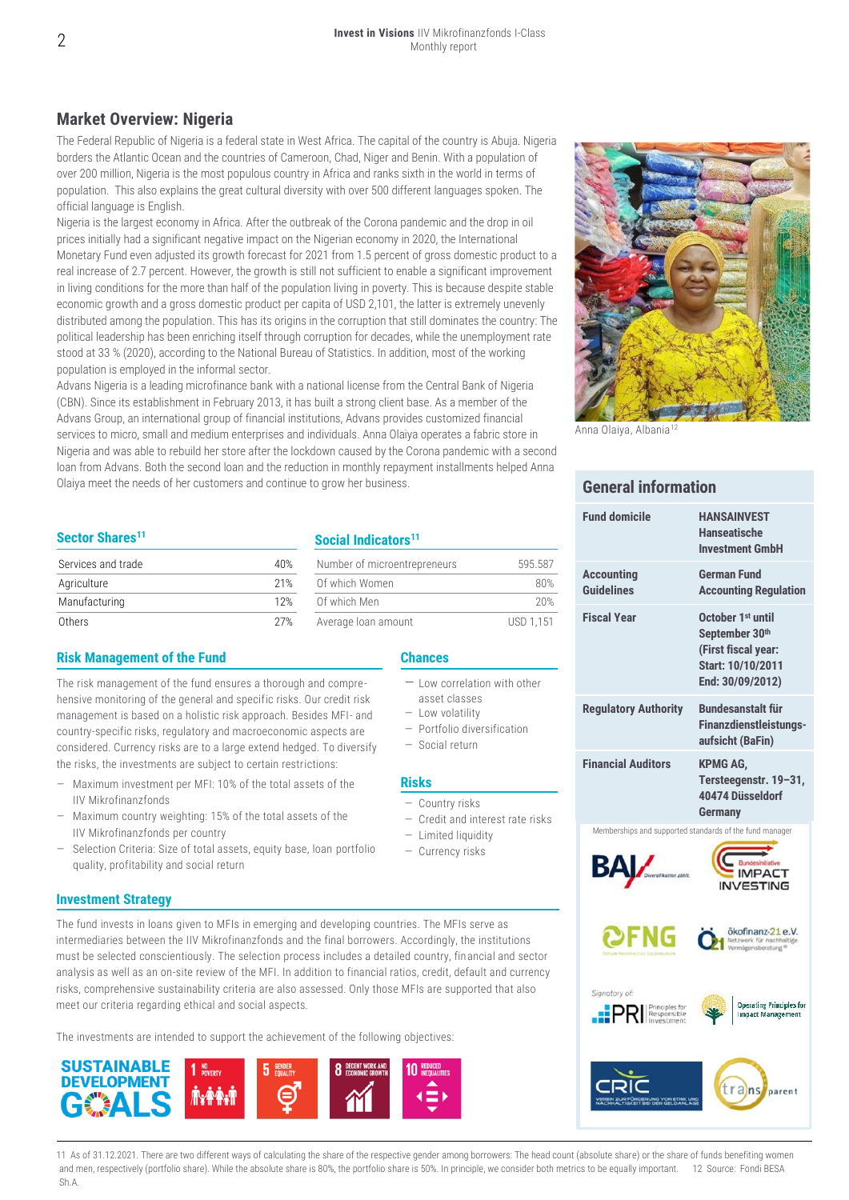## Market Overview: Nigeria

The Federal Republic of Nigeria is a federal state in West Africa. The capital of the country is Abuja. Nigeria borders the Atlantic Ocean and the countries of Cameroon, Chad, Niger and Benin. With a population of over 200 million, Nigeria is the most populous country in Africa and ranks sixth in the world in terms of population. This also explains the great cultural diversity with over 500 different languages spoken. The official language is English.

Nigeria is the largest economy in Africa. After the outbreak of the Corona pandemic and the drop in oil prices initially had a significant negative impact on the Nigerian economy in 2020, the International Monetary Fund even adjusted its growth forecast for 2021 from 1.5 percent of gross domestic product to a real increase of 2.7 percent. However, the growth is still not sufficient to enable a significant improvement in living conditions for the more than half of the population living in poverty. This is because despite stable economic growth and a gross domestic product per capita of USD 2,101, the latter is extremely unevenly distributed among the population. This has its origins in the corruption that still dominates the country: The political leadership has been enriching itself through corruption for decades, while the unemployment rate stood at 33 % (2020), according to the National Bureau of Statistics. In addition, most of the working population is employed in the informal sector.

Advans Nigeria is a leading microfinance bank with a national license from the Central Bank of Nigeria (CBN). Since its establishment in February 2013, it has built a strong client base. As a member of the Advans Group, an international group of financial institutions, Advans provides customized financial services to micro, small and medium enterprises and individuals. Anna Olaiya operates a fabric store in Nigeria and was able to rebuild her store after the lockdown caused by the Corona pandemic with a second loan from Advans. Both the second loan and the reduction in monthly repayment installments helped Anna Olaiya meet the needs of her customers and continue to grow her business.

Anna Olaiya, Albania[12]

### Sector Shares[11]

| | |
|---|---|
| Services and trade | 40% |
| Agriculture | 21% |
| Manufacturing | 12% |
| Others | 27% |

### Social Indicators[11]

| | |
|---|---|
| Number of microentrepreneurs | 595.587 |
| Of which Women | 80% |
| Of which Men | 20% |
| Average loan amount | USD 1,151 |

### Risk Management of the Fund

The risk management of the fund ensures a thorough and comprehensive monitoring of the general and specific risks. Our credit risk management is based on a holistic risk approach. Besides MFI- and country-specific risks, regulatory and macroeconomic aspects are considered. Currency risks are to a large extend hedged. To diversify the risks, the investments are subject to certain restrictions:

- Maximum investment per MFI: 10% of the total assets of the IIV Mikrofinanzfonds
- Maximum country weighting: 15% of the total assets of the IIV Mikrofinanzfonds per country
- Selection Criteria: Size of total assets, equity base, loan portfolio quality, profitability and social return

### Chances

- Low correlation with other asset classes
- Low volatility
- Portfolio diversification
- Social return

### Risks

- Country risks
- Credit and interest rate risks
- Limited liquidity
- Currency risks

### Investment Strategy

The fund invests in loans given to MFIs in emerging and developing countries. The MFIs serve as intermediaries between the IIV Mikrofinanzfonds and the final borrowers. Accordingly, the institutions must be selected conscientiously. The selection process includes a detailed country, financial and sector analysis as well as an on-site review of the MFI. In addition to financial ratios, credit, default and currency risks, comprehensive sustainability criteria are also assessed. Only those MFIs are supported that also meet our criteria regarding ethical and social aspects.

The fund investments are intended to support the achievement of the following objectives:

SUSTAINABLE DEVELOPMENT GOALS: 1 No Poverty, 5 Gender Equality, 8 Decent Work and Economic Growth, 10 Reduced Inequalities

## General information

| | |
|---|---|
| **Fund domicile** | **HANSAINVEST Hanseatische Investment GmbH** |
| **Accounting Guidelines** | **German Fund Accounting Regulation** |
| **Fiscal Year** | **October 1st until September 30th (First fiscal year: Start: 10/10/2011 End: 30/09/2012)** |
| **Regulatory Authority** | **Bundesanstalt für Finanzdienstleistungsaufsicht (BaFin)** |
| **Financial Auditors** | **KPMG AG, Tersteegenstr. 19–31, 40474 Düsseldorf Germany** |

Memberships and supported standards of the fund manager

11 As of 31.12.2021. There are two different ways of calculating the share of the respective gender among borrowers: The head count (absolute share) or the share of funds benefiting women and men, respectively (portfolio share). While the absolute share is 80%, the portfolio share is 50%. In principle, we consider both metrics to be equally important. 12 Source: Fondi BESA Sh.A.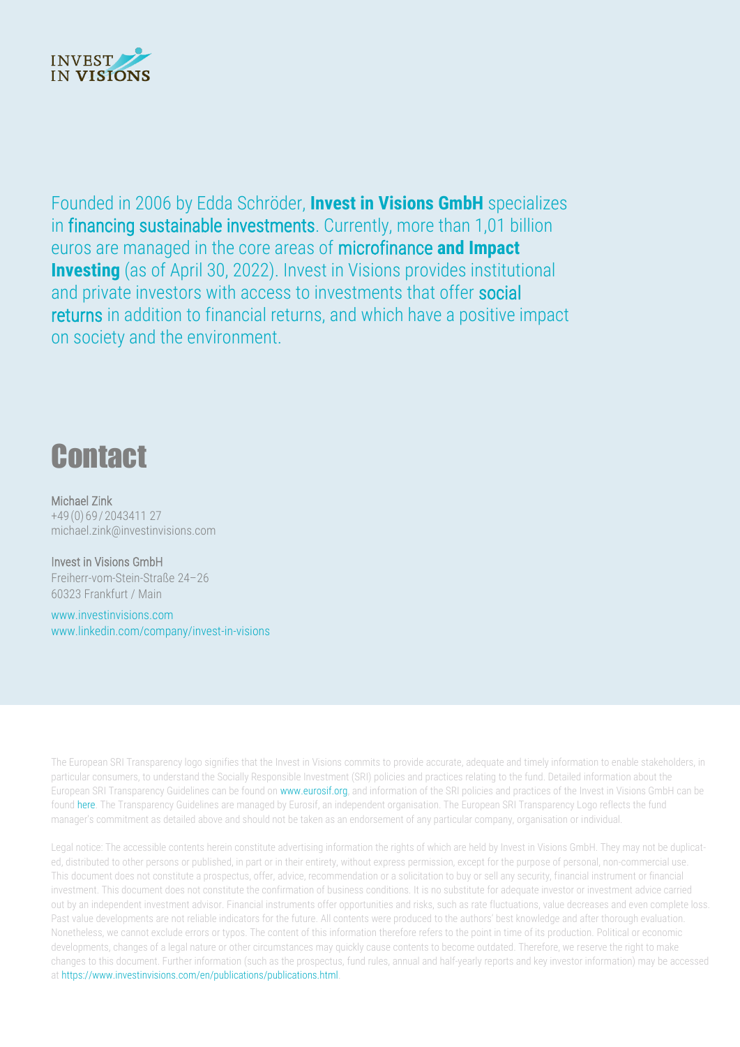INVEST IN VISIONS

Founded in 2006 by Edda Schröder, **Invest in Visions GmbH** specializes in financing sustainable investments. Currently, more than 1,01 billion euros are managed in the core areas of microfinance **and Impact Investing** (as of April 30, 2022). Invest in Visions provides institutional and private investors with access to investments that offer social returns in addition to financial returns, and which have a positive impact on society and the environment.

# Contact

Michael Zink
+49 (0) 69 / 2043411 27
michael.zink@investinvisions.com

Invest in Visions GmbH
Freiherr-vom-Stein-Straße 24–26
60323 Frankfurt / Main

www.investinvisions.com
www.linkedin.com/company/invest-in-visions

The European SRI Transparency logo signifies that the Invest in Visions commits to provide accurate, adequate and timely information to enable stakeholders, in particular consumers, to understand the Socially Responsible Investment (SRI) policies and practices relating to the fund. Detailed information about the European SRI Transparency Guidelines can be found on www.eurosif.org, and information of the SRI policies and practices of the Invest in Visions GmbH can be found here. The Transparency Guidelines are managed by Eurosif, an independent organisation. The European SRI Transparency Logo reflects the fund manager's commitment as detailed above and should not be taken as an endorsement of any particular company, organisation or individual.

Legal notice: The accessible contents herein constitute advertising information the rights of which are held by Invest in Visions GmbH. They may not be duplicated, distributed to other persons or published, in part or in their entirety, without express permission, except for the purpose of personal, non-commercial use. This document does not constitute a prospectus, offer, advice, recommendation or a solicitation to buy or sell any security, financial instrument or financial investment. This document does not constitute the confirmation of business conditions. It is no substitute for adequate investor or investment advice carried out by an independent investment advisor. Financial instruments offer opportunities and risks, such as rate fluctuations, value decreases and even complete loss. Past value developments are not reliable indicators for the future. All contents were produced to the authors' best knowledge and after thorough evaluation. Nonetheless, we cannot exclude errors or typos. The content of this information therefore refers to the point in time of its production. Political or economic developments, changes of a legal nature or other circumstances may quickly cause contents to become outdated. Therefore, we reserve the right to make changes to this document. Further information (such as the prospectus, fund rules, annual and half-yearly reports and key investor information) may be accessed at https://www.investinvisions.com/en/publications/publications.html.